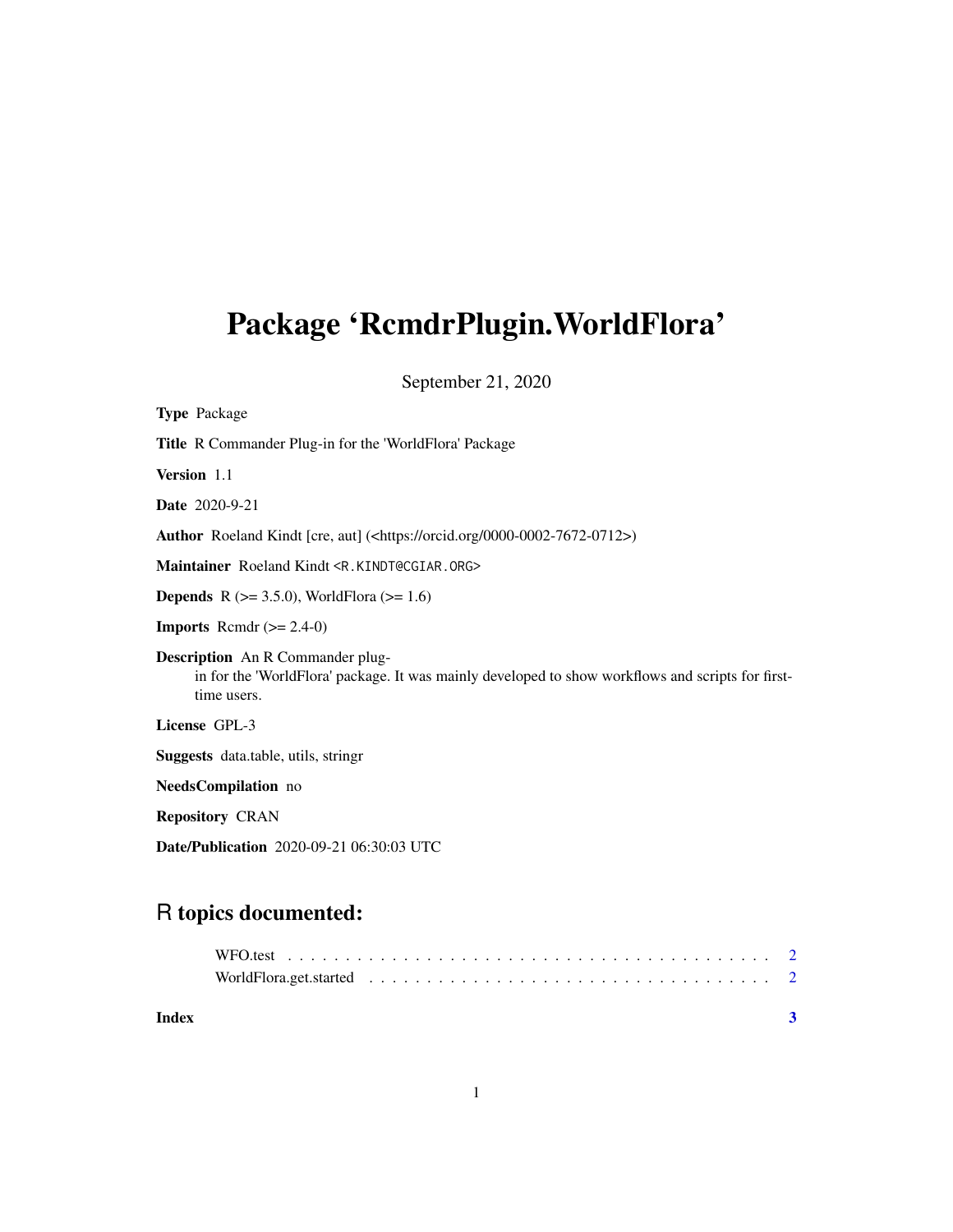# Package 'RcmdrPlugin.WorldFlora'

September 21, 2020

**Type** Package

**Title** R Commander Plug-in for the 'WorldFlora' Package

**Version** 1.1

**Date** 2020-9-21

**Author** Roeland Kindt [cre, aut] (<https://orcid.org/0000-0002-7672-0712>)

**Maintainer** Roeland Kindt <R.KINDT@CGIAR.ORG>

**Depends** R (>= 3.5.0), WorldFlora (>= 1.6)

**Imports** Rcmdr (>= 2.4-0)

**Description** An R Commander plug-in for the 'WorldFlora' package. It was mainly developed to show workflows and scripts for first-time users.

**License** GPL-3

**Suggests** data.table, utils, stringr

**NeedsCompilation** no

**Repository** CRAN

**Date/Publication** 2020-09-21 06:30:03 UTC

## R topics documented:

WFO.test . . . . . . . . . . . . . . . . . . . . . . . . . . . . . . . . . . . . . . . . . . 2
WorldFlora.get.started . . . . . . . . . . . . . . . . . . . . . . . . . . . . . . . . . . . 2

**Index** **3**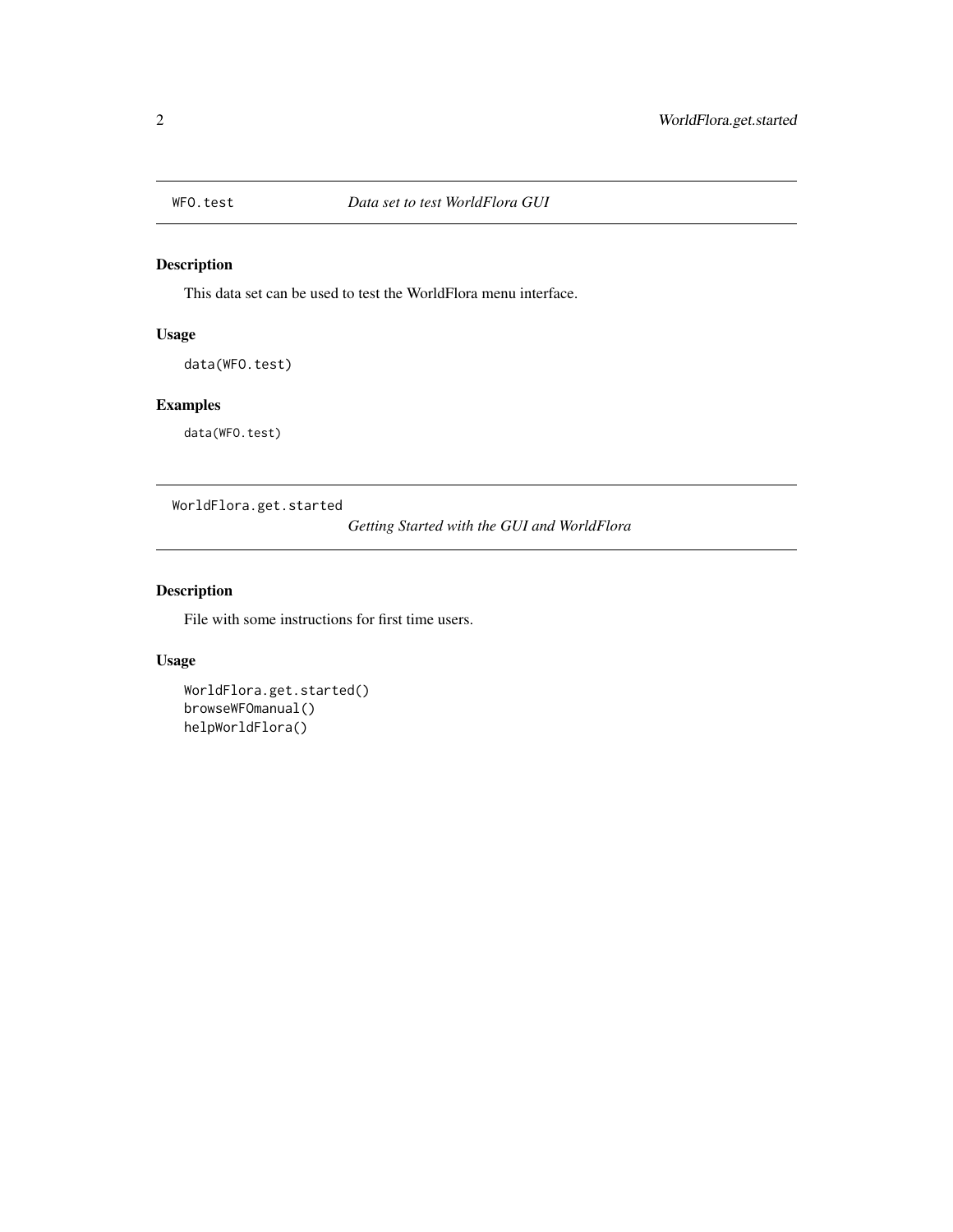## WFO.test — *Data set to test WorldFlora GUI*

### Description

This data set can be used to test the WorldFlora menu interface.

### Usage

```
data(WFO.test)
```

### Examples

```
data(WFO.test)
```

## WorldFlora.get.started — *Getting Started with the GUI and WorldFlora*

### Description

File with some instructions for first time users.

### Usage

```
WorldFlora.get.started()
browseWFOmanual()
helpWorldFlora()
```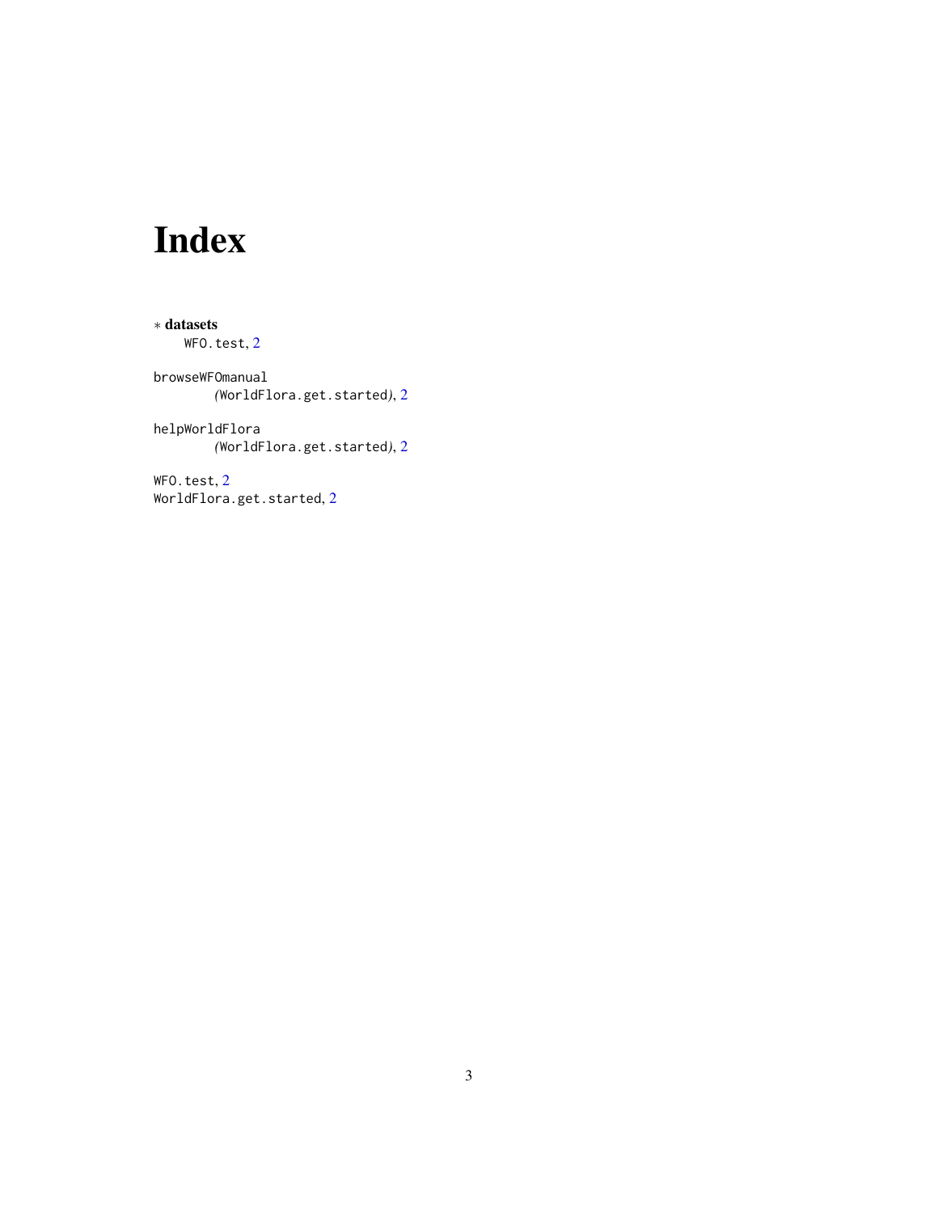# Index

∗ **datasets**
WFO.test, 2

browseWFOmanual
*(*WorldFlora.get.started*)*, 2

helpWorldFlora
*(*WorldFlora.get.started*)*, 2

WFO.test, 2
WorldFlora.get.started, 2